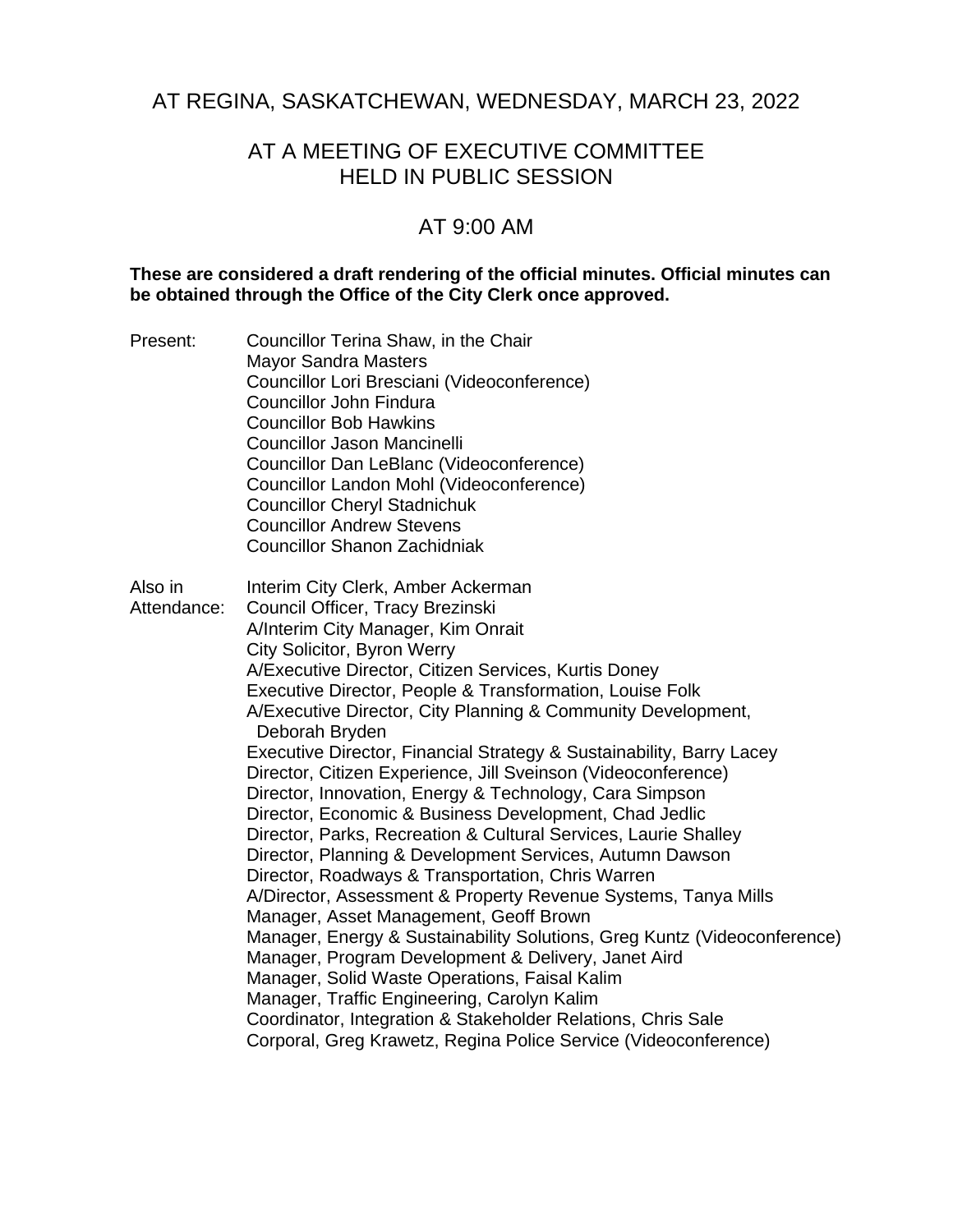# AT REGINA, SASKATCHEWAN, WEDNESDAY, MARCH 23, 2022

## AT A MEETING OF EXECUTIVE COMMITTEE HELD IN PUBLIC SESSION

## AT 9:00 AM

**These are considered a draft rendering of the official minutes. Official minutes can be obtained through the Office of the City Clerk once approved.**

Present:
Councillor Terina Shaw, in the Chair
Mayor Sandra Masters
Councillor Lori Bresciani (Videoconference)
Councillor John Findura
Councillor Bob Hawkins
Councillor Jason Mancinelli
Councillor Dan LeBlanc (Videoconference)
Councillor Landon Mohl (Videoconference)
Councillor Cheryl Stadnichuk
Councillor Andrew Stevens
Councillor Shanon Zachidniak

Also in Attendance:
Interim City Clerk, Amber Ackerman
Council Officer, Tracy Brezinski
A/Interim City Manager, Kim Onrait
City Solicitor, Byron Werry
A/Executive Director, Citizen Services, Kurtis Doney
Executive Director, People & Transformation, Louise Folk
A/Executive Director, City Planning & Community Development, Deborah Bryden
Executive Director, Financial Strategy & Sustainability, Barry Lacey
Director, Citizen Experience, Jill Sveinson (Videoconference)
Director, Innovation, Energy & Technology, Cara Simpson
Director, Economic & Business Development, Chad Jedlic
Director, Parks, Recreation & Cultural Services, Laurie Shalley
Director, Planning & Development Services, Autumn Dawson
Director, Roadways & Transportation, Chris Warren
A/Director, Assessment & Property Revenue Systems, Tanya Mills
Manager, Asset Management, Geoff Brown
Manager, Energy & Sustainability Solutions, Greg Kuntz (Videoconference)
Manager, Program Development & Delivery, Janet Aird
Manager, Solid Waste Operations, Faisal Kalim
Manager, Traffic Engineering, Carolyn Kalim
Coordinator, Integration & Stakeholder Relations, Chris Sale
Corporal, Greg Krawetz, Regina Police Service (Videoconference)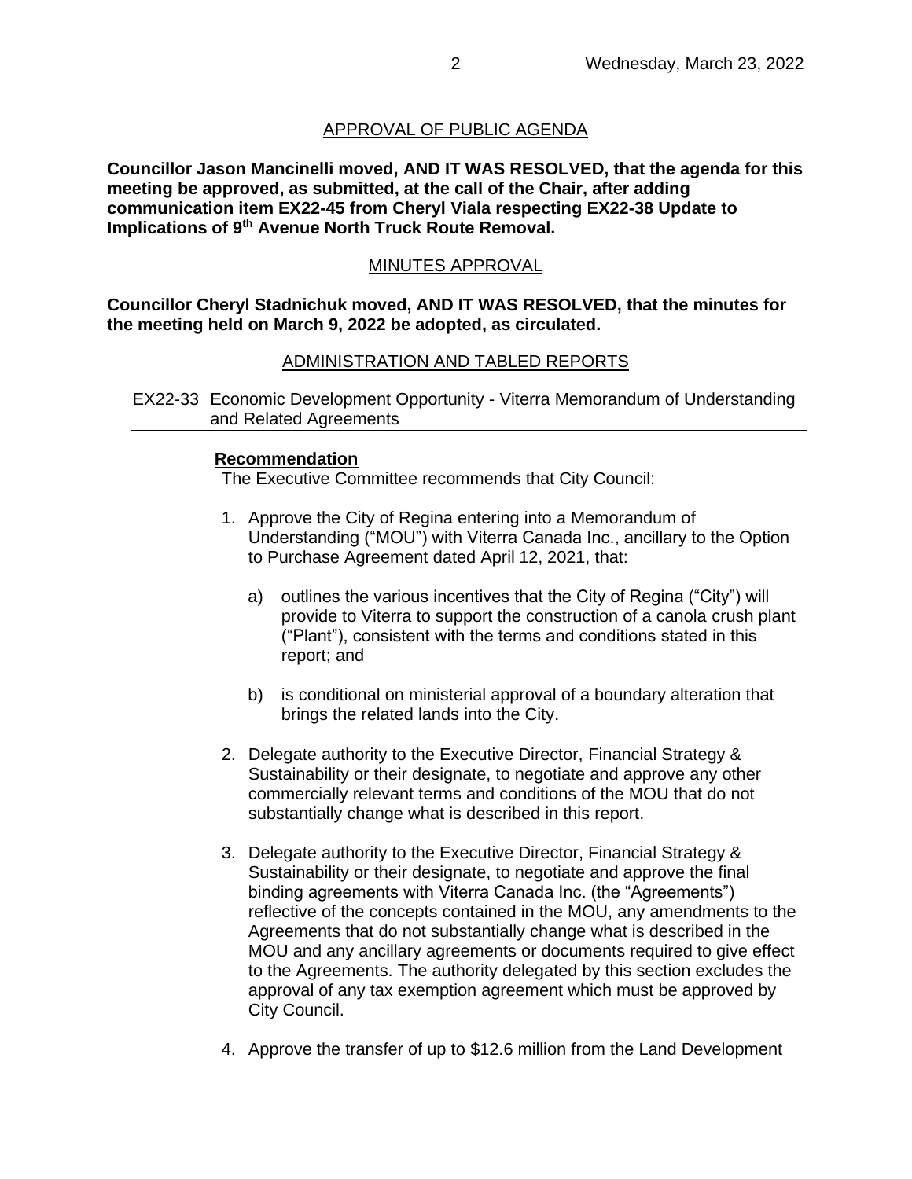## APPROVAL OF PUBLIC AGENDA

**Councillor Jason Mancinelli moved, AND IT WAS RESOLVED, that the agenda for this meeting be approved, as submitted, at the call of the Chair, after adding communication item EX22-45 from Cheryl Viala respecting EX22-38 Update to Implications of 9th Avenue North Truck Route Removal.**

## MINUTES APPROVAL

**Councillor Cheryl Stadnichuk moved, AND IT WAS RESOLVED, that the minutes for the meeting held on March 9, 2022 be adopted, as circulated.**

## ADMINISTRATION AND TABLED REPORTS

### EX22-33 Economic Development Opportunity - Viterra Memorandum of Understanding and Related Agreements

**Recommendation**

The Executive Committee recommends that City Council:

1. Approve the City of Regina entering into a Memorandum of Understanding ("MOU") with Viterra Canada Inc., ancillary to the Option to Purchase Agreement dated April 12, 2021, that:

   a) outlines the various incentives that the City of Regina ("City") will provide to Viterra to support the construction of a canola crush plant ("Plant"), consistent with the terms and conditions stated in this report; and

   b) is conditional on ministerial approval of a boundary alteration that brings the related lands into the City.

2. Delegate authority to the Executive Director, Financial Strategy & Sustainability or their designate, to negotiate and approve any other commercially relevant terms and conditions of the MOU that do not substantially change what is described in this report.

3. Delegate authority to the Executive Director, Financial Strategy & Sustainability or their designate, to negotiate and approve the final binding agreements with Viterra Canada Inc. (the "Agreements") reflective of the concepts contained in the MOU, any amendments to the Agreements that do not substantially change what is described in the MOU and any ancillary agreements or documents required to give effect to the Agreements. The authority delegated by this section excludes the approval of any tax exemption agreement which must be approved by City Council.

4. Approve the transfer of up to $12.6 million from the Land Development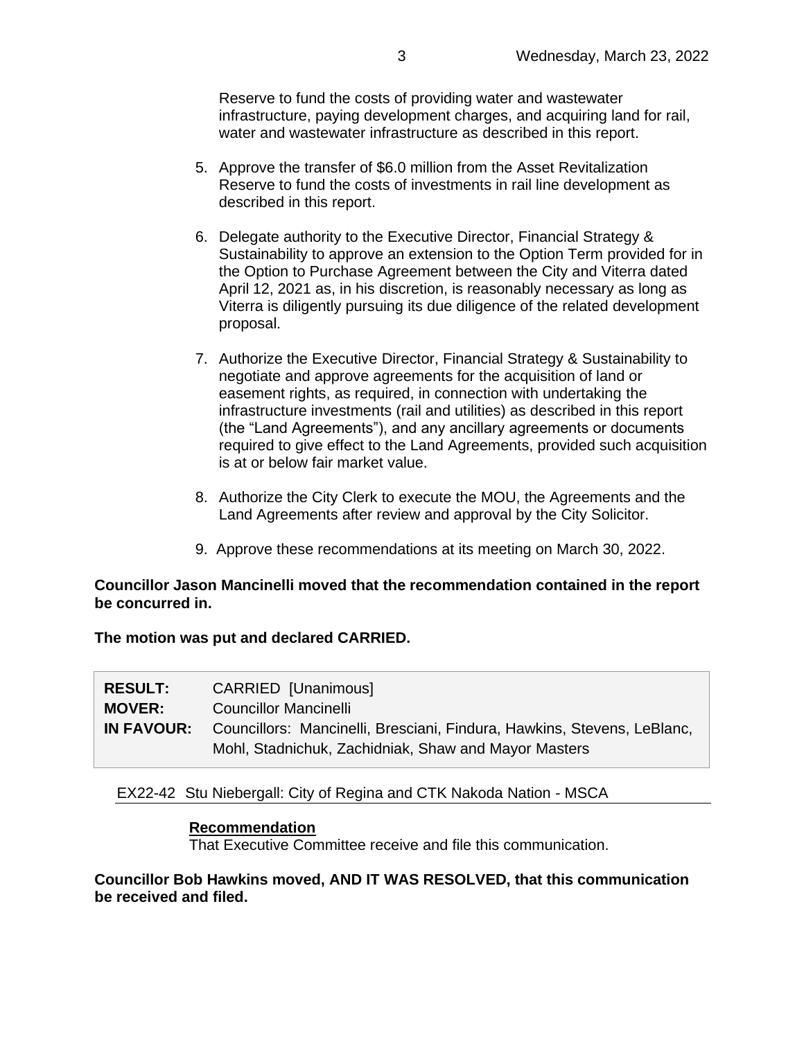Reserve to fund the costs of providing water and wastewater infrastructure, paying development charges, and acquiring land for rail, water and wastewater infrastructure as described in this report.

5. Approve the transfer of $6.0 million from the Asset Revitalization Reserve to fund the costs of investments in rail line development as described in this report.

6. Delegate authority to the Executive Director, Financial Strategy & Sustainability to approve an extension to the Option Term provided for in the Option to Purchase Agreement between the City and Viterra dated April 12, 2021 as, in his discretion, is reasonably necessary as long as Viterra is diligently pursuing its due diligence of the related development proposal.

7. Authorize the Executive Director, Financial Strategy & Sustainability to negotiate and approve agreements for the acquisition of land or easement rights, as required, in connection with undertaking the infrastructure investments (rail and utilities) as described in this report (the "Land Agreements"), and any ancillary agreements or documents required to give effect to the Land Agreements, provided such acquisition is at or below fair market value.

8. Authorize the City Clerk to execute the MOU, the Agreements and the Land Agreements after review and approval by the City Solicitor.

9. Approve these recommendations at its meeting on March 30, 2022.

**Councillor Jason Mancinelli moved that the recommendation contained in the report be concurred in.**

**The motion was put and declared CARRIED.**

| | |
|---|---|
| **RESULT:** | CARRIED [Unanimous] |
| **MOVER:** | Councillor Mancinelli |
| **IN FAVOUR:** | Councillors: Mancinelli, Bresciani, Findura, Hawkins, Stevens, LeBlanc, Mohl, Stadnichuk, Zachidniak, Shaw and Mayor Masters |

EX22-42 Stu Niebergall: City of Regina and CTK Nakoda Nation - MSCA

**Recommendation**
That Executive Committee receive and file this communication.

**Councillor Bob Hawkins moved, AND IT WAS RESOLVED, that this communication be received and filed.**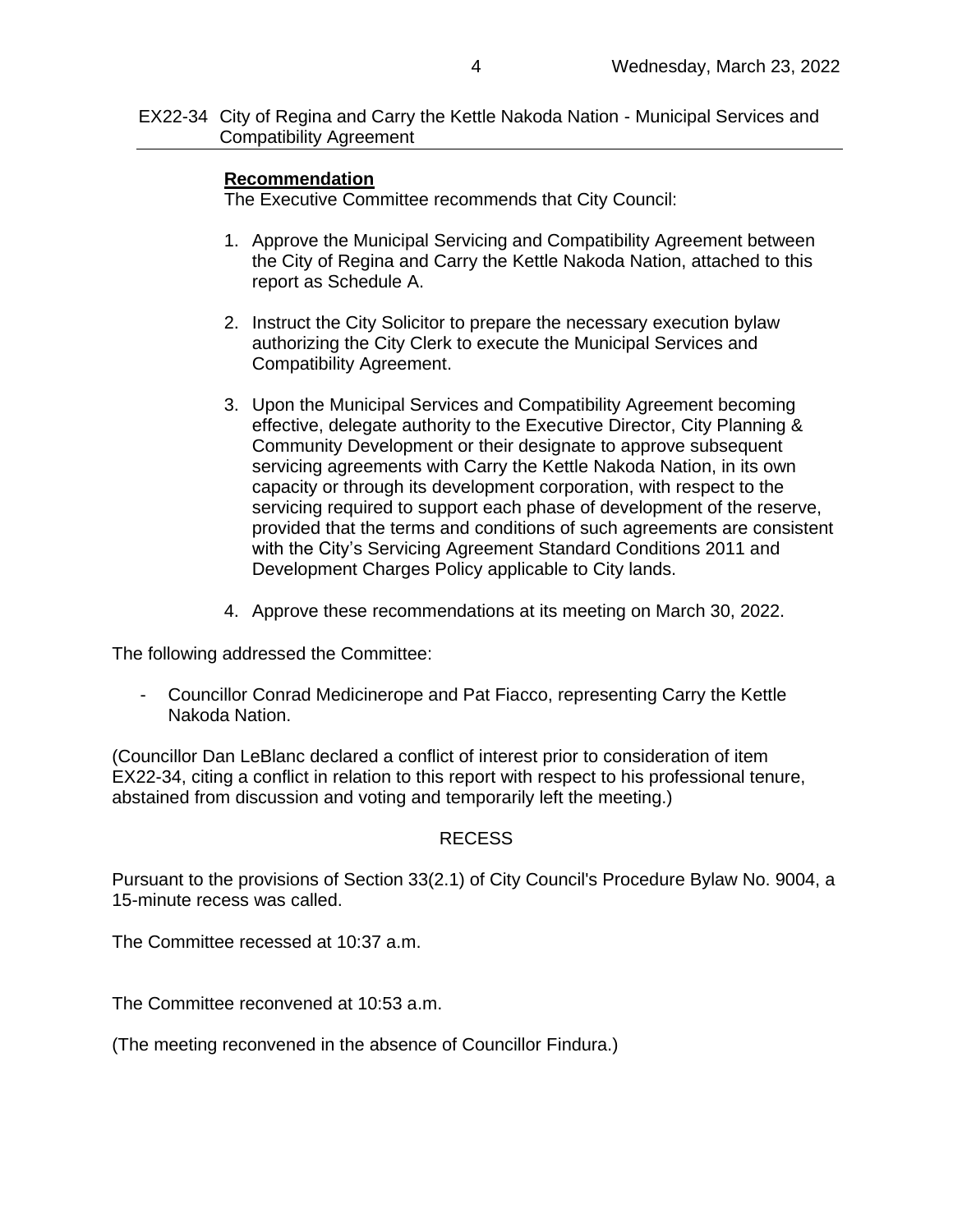## EX22-34 City of Regina and Carry the Kettle Nakoda Nation - Municipal Services and Compatibility Agreement

**Recommendation**

The Executive Committee recommends that City Council:

1. Approve the Municipal Servicing and Compatibility Agreement between the City of Regina and Carry the Kettle Nakoda Nation, attached to this report as Schedule A.

2. Instruct the City Solicitor to prepare the necessary execution bylaw authorizing the City Clerk to execute the Municipal Services and Compatibility Agreement.

3. Upon the Municipal Services and Compatibility Agreement becoming effective, delegate authority to the Executive Director, City Planning & Community Development or their designate to approve subsequent servicing agreements with Carry the Kettle Nakoda Nation, in its own capacity or through its development corporation, with respect to the servicing required to support each phase of development of the reserve, provided that the terms and conditions of such agreements are consistent with the City's Servicing Agreement Standard Conditions 2011 and Development Charges Policy applicable to City lands.

4. Approve these recommendations at its meeting on March 30, 2022.

The following addressed the Committee:

- Councillor Conrad Medicinerope and Pat Fiacco, representing Carry the Kettle Nakoda Nation.

(Councillor Dan LeBlanc declared a conflict of interest prior to consideration of item EX22-34, citing a conflict in relation to this report with respect to his professional tenure, abstained from discussion and voting and temporarily left the meeting.)

### RECESS

Pursuant to the provisions of Section 33(2.1) of City Council's Procedure Bylaw No. 9004, a 15-minute recess was called.

The Committee recessed at 10:37 a.m.

The Committee reconvened at 10:53 a.m.

(The meeting reconvened in the absence of Councillor Findura.)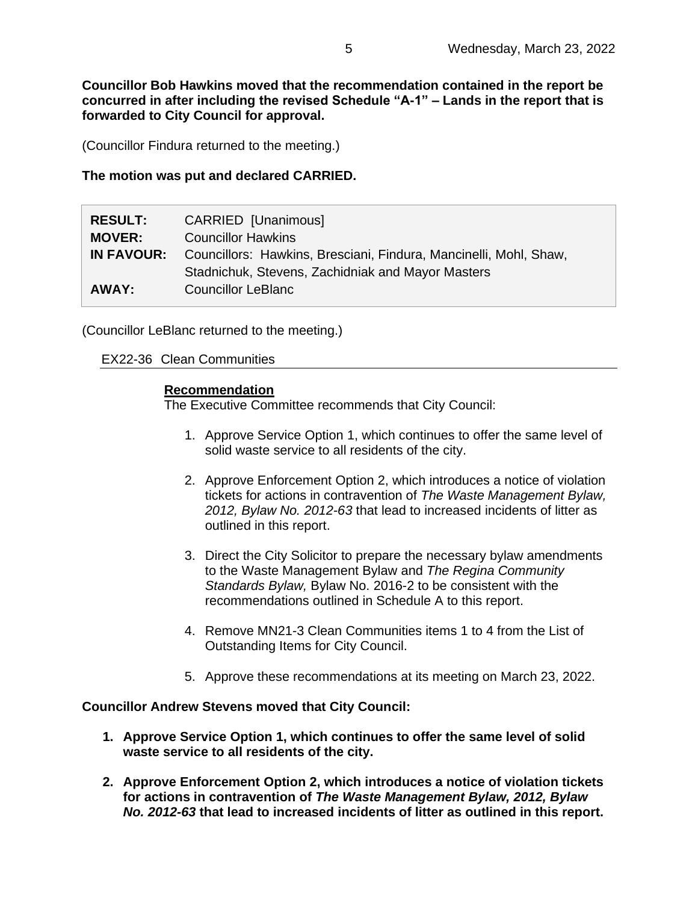**Councillor Bob Hawkins moved that the recommendation contained in the report be concurred in after including the revised Schedule "A-1" – Lands in the report that is forwarded to City Council for approval.**

(Councillor Findura returned to the meeting.)

**The motion was put and declared CARRIED.**

| | |
|---|---|
| **RESULT:** | CARRIED [Unanimous] |
| **MOVER:** | Councillor Hawkins |
| **IN FAVOUR:** | Councillors: Hawkins, Bresciani, Findura, Mancinelli, Mohl, Shaw, Stadnichuk, Stevens, Zachidniak and Mayor Masters |
| **AWAY:** | Councillor LeBlanc |

(Councillor LeBlanc returned to the meeting.)

## EX22-36 Clean Communities

**Recommendation**

The Executive Committee recommends that City Council:

1. Approve Service Option 1, which continues to offer the same level of solid waste service to all residents of the city.

2. Approve Enforcement Option 2, which introduces a notice of violation tickets for actions in contravention of *The Waste Management Bylaw, 2012, Bylaw No. 2012-63* that lead to increased incidents of litter as outlined in this report.

3. Direct the City Solicitor to prepare the necessary bylaw amendments to the Waste Management Bylaw and *The Regina Community Standards Bylaw,* Bylaw No. 2016-2 to be consistent with the recommendations outlined in Schedule A to this report.

4. Remove MN21-3 Clean Communities items 1 to 4 from the List of Outstanding Items for City Council.

5. Approve these recommendations at its meeting on March 23, 2022.

**Councillor Andrew Stevens moved that City Council:**

1. **Approve Service Option 1, which continues to offer the same level of solid waste service to all residents of the city.**

2. **Approve Enforcement Option 2, which introduces a notice of violation tickets for actions in contravention of *The Waste Management Bylaw, 2012, Bylaw No. 2012-63* that lead to increased incidents of litter as outlined in this report.**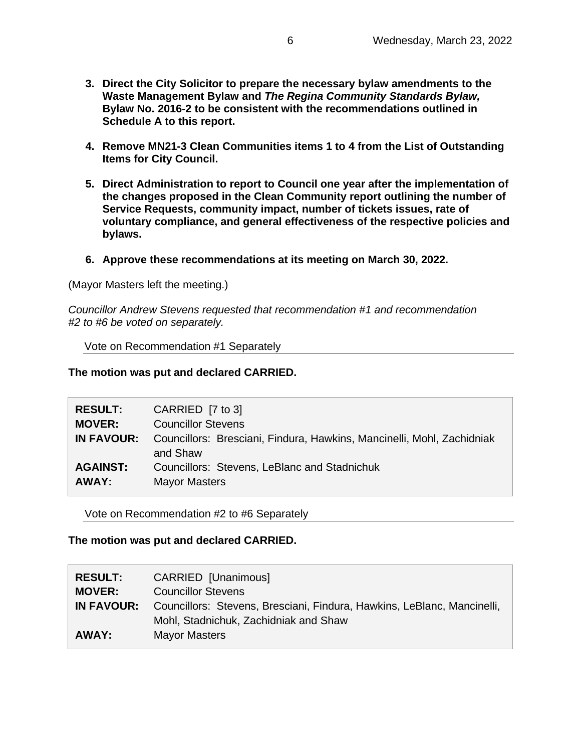3. **Direct the City Solicitor to prepare the necessary bylaw amendments to the Waste Management Bylaw and *The Regina Community Standards Bylaw,* Bylaw No. 2016-2 to be consistent with the recommendations outlined in Schedule A to this report.**

4. **Remove MN21-3 Clean Communities items 1 to 4 from the List of Outstanding Items for City Council.**

5. **Direct Administration to report to Council one year after the implementation of the changes proposed in the Clean Community report outlining the number of Service Requests, community impact, number of tickets issues, rate of voluntary compliance, and general effectiveness of the respective policies and bylaws.**

6. **Approve these recommendations at its meeting on March 30, 2022.**

(Mayor Masters left the meeting.)

*Councillor Andrew Stevens requested that recommendation #1 and recommendation #2 to #6 be voted on separately.*

Vote on Recommendation #1 Separately

**The motion was put and declared CARRIED.**

| | |
|---|---|
| **RESULT:** | CARRIED [7 to 3] |
| **MOVER:** | Councillor Stevens |
| **IN FAVOUR:** | Councillors: Bresciani, Findura, Hawkins, Mancinelli, Mohl, Zachidniak and Shaw |
| **AGAINST:** | Councillors: Stevens, LeBlanc and Stadnichuk |
| **AWAY:** | Mayor Masters |

Vote on Recommendation #2 to #6 Separately

**The motion was put and declared CARRIED.**

| | |
|---|---|
| **RESULT:** | CARRIED [Unanimous] |
| **MOVER:** | Councillor Stevens |
| **IN FAVOUR:** | Councillors: Stevens, Bresciani, Findura, Hawkins, LeBlanc, Mancinelli, Mohl, Stadnichuk, Zachidniak and Shaw |
| **AWAY:** | Mayor Masters |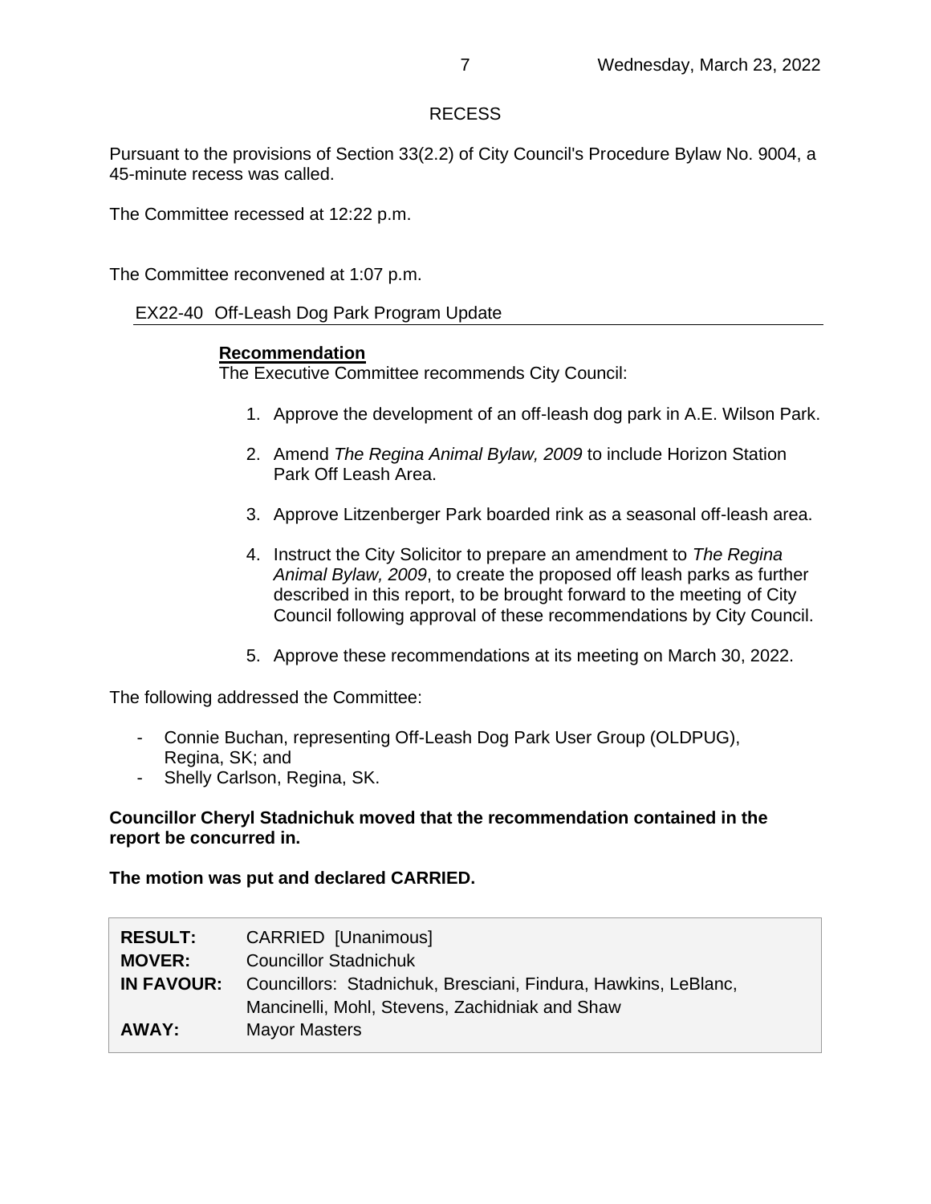## RECESS

Pursuant to the provisions of Section 33(2.2) of City Council's Procedure Bylaw No. 9004, a 45-minute recess was called.

The Committee recessed at 12:22 p.m.

The Committee reconvened at 1:07 p.m.

### EX22-40 Off-Leash Dog Park Program Update

**Recommendation**

The Executive Committee recommends City Council:

1. Approve the development of an off-leash dog park in A.E. Wilson Park.
2. Amend *The Regina Animal Bylaw, 2009* to include Horizon Station Park Off Leash Area.
3. Approve Litzenberger Park boarded rink as a seasonal off-leash area.
4. Instruct the City Solicitor to prepare an amendment to *The Regina Animal Bylaw, 2009*, to create the proposed off leash parks as further described in this report, to be brought forward to the meeting of City Council following approval of these recommendations by City Council.
5. Approve these recommendations at its meeting on March 30, 2022.

The following addressed the Committee:

- Connie Buchan, representing Off-Leash Dog Park User Group (OLDPUG), Regina, SK; and
- Shelly Carlson, Regina, SK.

**Councillor Cheryl Stadnichuk moved that the recommendation contained in the report be concurred in.**

**The motion was put and declared CARRIED.**

| | |
|---|---|
| **RESULT:** | CARRIED [Unanimous] |
| **MOVER:** | Councillor Stadnichuk |
| **IN FAVOUR:** | Councillors: Stadnichuk, Bresciani, Findura, Hawkins, LeBlanc, Mancinelli, Mohl, Stevens, Zachidniak and Shaw |
| **AWAY:** | Mayor Masters |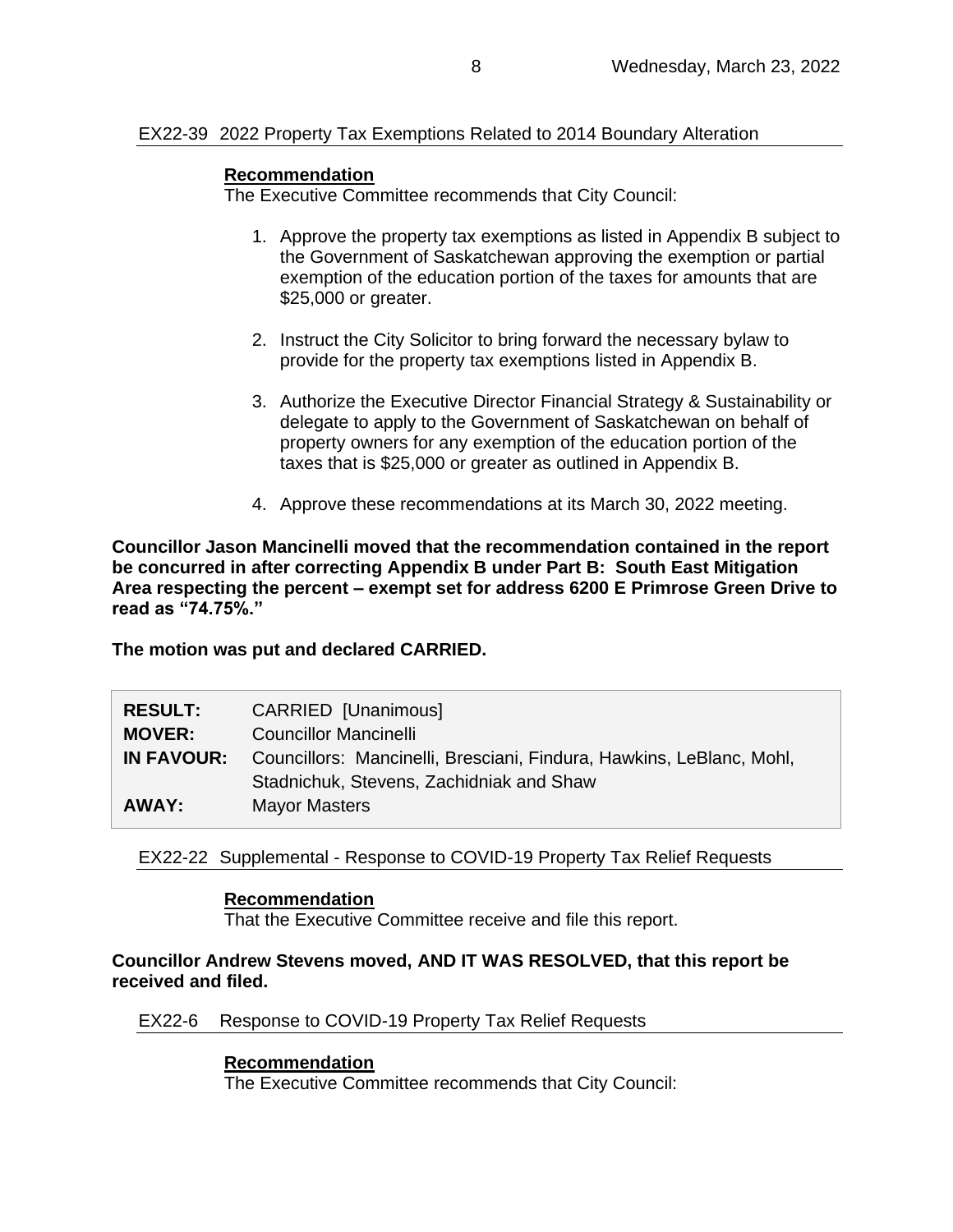### EX22-39 2022 Property Tax Exemptions Related to 2014 Boundary Alteration

**Recommendation**

The Executive Committee recommends that City Council:

1. Approve the property tax exemptions as listed in Appendix B subject to the Government of Saskatchewan approving the exemption or partial exemption of the education portion of the taxes for amounts that are $25,000 or greater.

2. Instruct the City Solicitor to bring forward the necessary bylaw to provide for the property tax exemptions listed in Appendix B.

3. Authorize the Executive Director Financial Strategy & Sustainability or delegate to apply to the Government of Saskatchewan on behalf of property owners for any exemption of the education portion of the taxes that is $25,000 or greater as outlined in Appendix B.

4. Approve these recommendations at its March 30, 2022 meeting.

**Councillor Jason Mancinelli moved that the recommendation contained in the report be concurred in after correcting Appendix B under Part B: South East Mitigation Area respecting the percent – exempt set for address 6200 E Primrose Green Drive to read as "74.75%."**

**The motion was put and declared CARRIED.**

| | |
|---|---|
| **RESULT:** | CARRIED [Unanimous] |
| **MOVER:** | Councillor Mancinelli |
| **IN FAVOUR:** | Councillors: Mancinelli, Bresciani, Findura, Hawkins, LeBlanc, Mohl, Stadnichuk, Stevens, Zachidniak and Shaw |
| **AWAY:** | Mayor Masters |

### EX22-22 Supplemental - Response to COVID-19 Property Tax Relief Requests

**Recommendation**

That the Executive Committee receive and file this report.

**Councillor Andrew Stevens moved, AND IT WAS RESOLVED, that this report be received and filed.**

### EX22-6 Response to COVID-19 Property Tax Relief Requests

**Recommendation**

The Executive Committee recommends that City Council: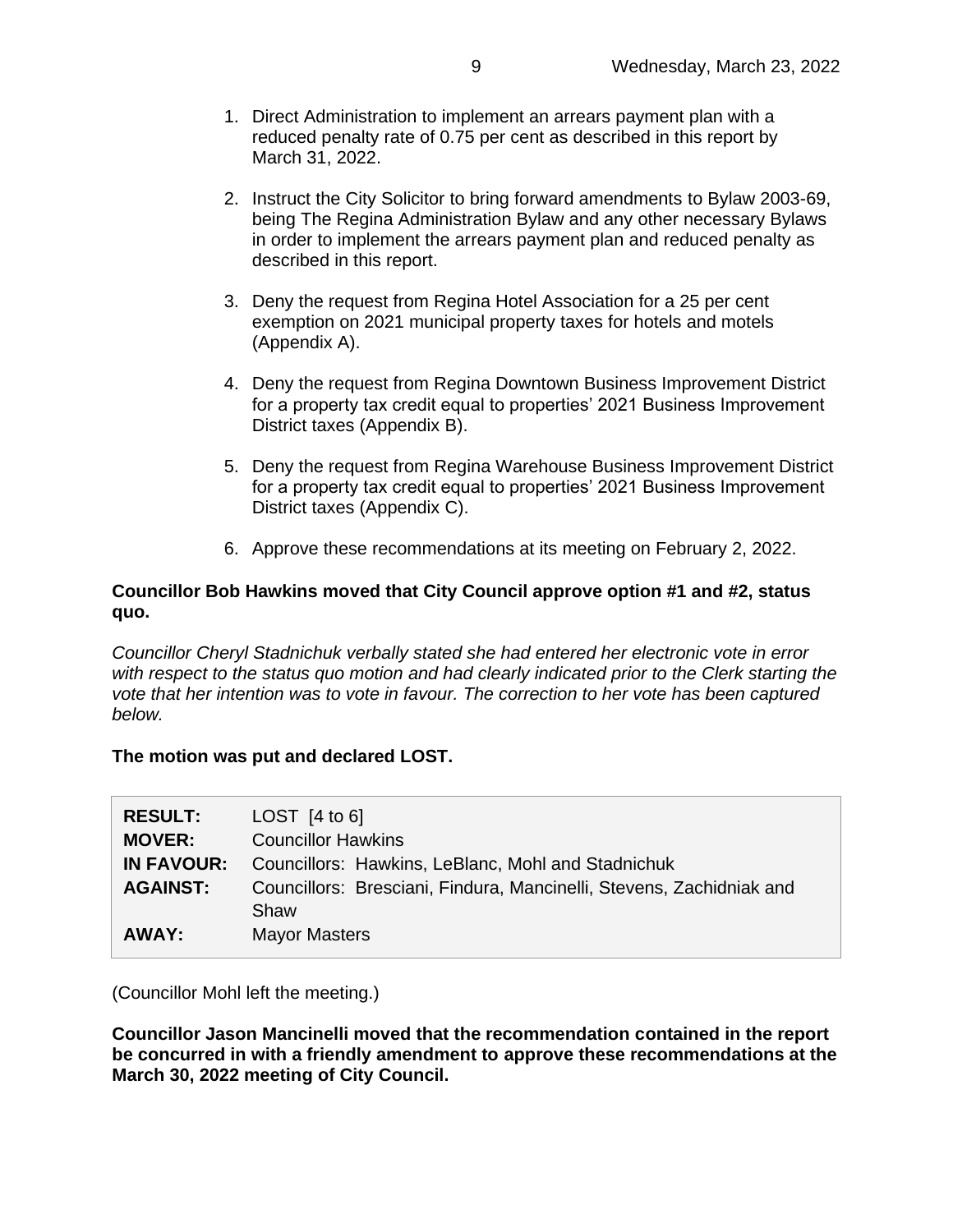1. Direct Administration to implement an arrears payment plan with a reduced penalty rate of 0.75 per cent as described in this report by March 31, 2022.

2. Instruct the City Solicitor to bring forward amendments to Bylaw 2003-69, being The Regina Administration Bylaw and any other necessary Bylaws in order to implement the arrears payment plan and reduced penalty as described in this report.

3. Deny the request from Regina Hotel Association for a 25 per cent exemption on 2021 municipal property taxes for hotels and motels (Appendix A).

4. Deny the request from Regina Downtown Business Improvement District for a property tax credit equal to properties' 2021 Business Improvement District taxes (Appendix B).

5. Deny the request from Regina Warehouse Business Improvement District for a property tax credit equal to properties' 2021 Business Improvement District taxes (Appendix C).

6. Approve these recommendations at its meeting on February 2, 2022.

**Councillor Bob Hawkins moved that City Council approve option #1 and #2, status quo.**

*Councillor Cheryl Stadnichuk verbally stated she had entered her electronic vote in error with respect to the status quo motion and had clearly indicated prior to the Clerk starting the vote that her intention was to vote in favour. The correction to her vote has been captured below.*

**The motion was put and declared LOST.**

| | |
|---|---|
| **RESULT:** | LOST [4 to 6] |
| **MOVER:** | Councillor Hawkins |
| **IN FAVOUR:** | Councillors: Hawkins, LeBlanc, Mohl and Stadnichuk |
| **AGAINST:** | Councillors: Bresciani, Findura, Mancinelli, Stevens, Zachidniak and Shaw |
| **AWAY:** | Mayor Masters |

(Councillor Mohl left the meeting.)

**Councillor Jason Mancinelli moved that the recommendation contained in the report be concurred in with a friendly amendment to approve these recommendations at the March 30, 2022 meeting of City Council.**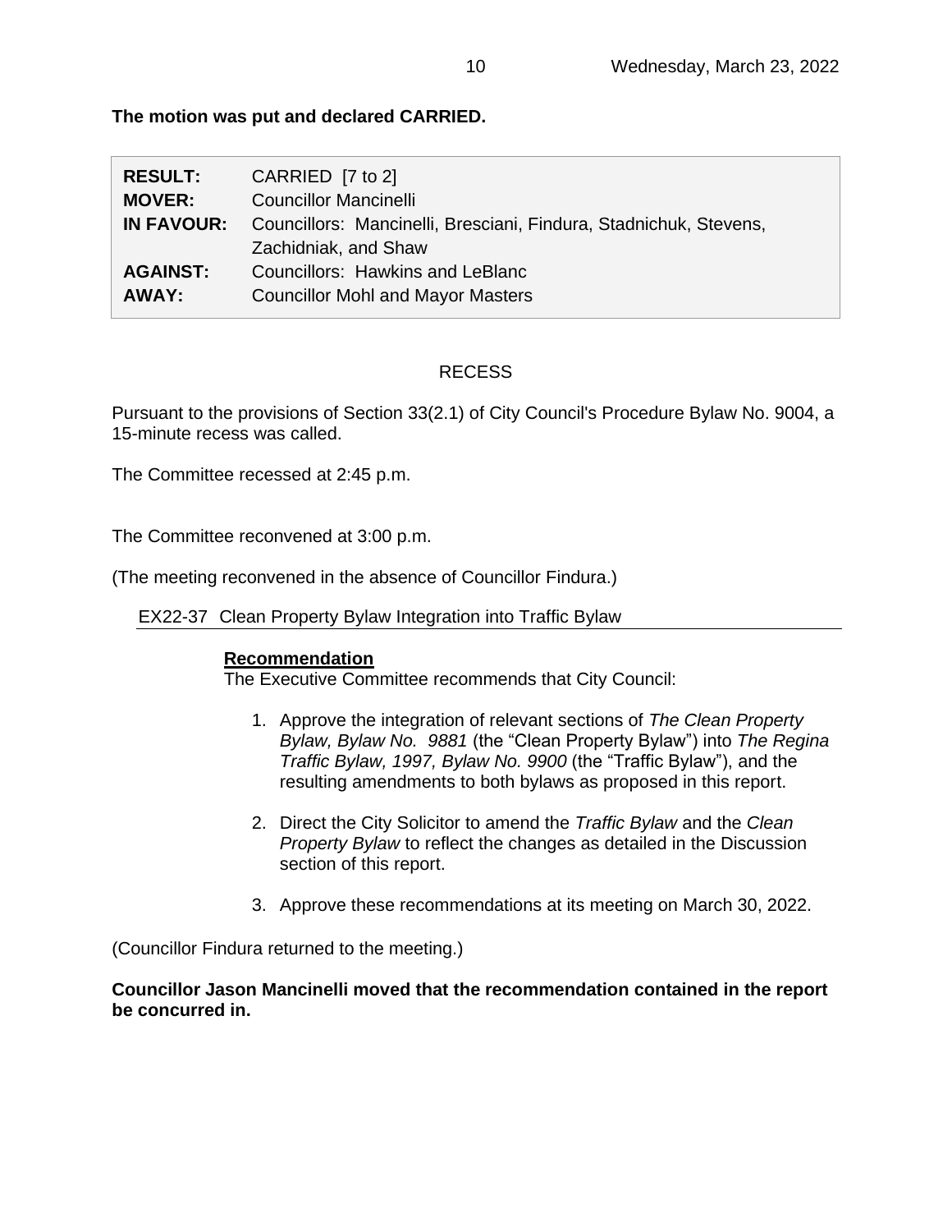**The motion was put and declared CARRIED.**

| | |
|---|---|
| **RESULT:** | CARRIED [7 to 2] |
| **MOVER:** | Councillor Mancinelli |
| **IN FAVOUR:** | Councillors: Mancinelli, Bresciani, Findura, Stadnichuk, Stevens, Zachidniak, and Shaw |
| **AGAINST:** | Councillors: Hawkins and LeBlanc |
| **AWAY:** | Councillor Mohl and Mayor Masters |

## RECESS

Pursuant to the provisions of Section 33(2.1) of City Council's Procedure Bylaw No. 9004, a 15-minute recess was called.

The Committee recessed at 2:45 p.m.

The Committee reconvened at 3:00 p.m.

(The meeting reconvened in the absence of Councillor Findura.)

### EX22-37 Clean Property Bylaw Integration into Traffic Bylaw

**Recommendation**

The Executive Committee recommends that City Council:

1. Approve the integration of relevant sections of *The Clean Property Bylaw, Bylaw No. 9881* (the "Clean Property Bylaw") into *The Regina Traffic Bylaw, 1997, Bylaw No. 9900* (the "Traffic Bylaw"), and the resulting amendments to both bylaws as proposed in this report.

2. Direct the City Solicitor to amend the *Traffic Bylaw* and the *Clean Property Bylaw* to reflect the changes as detailed in the Discussion section of this report.

3. Approve these recommendations at its meeting on March 30, 2022.

(Councillor Findura returned to the meeting.)

**Councillor Jason Mancinelli moved that the recommendation contained in the report be concurred in.**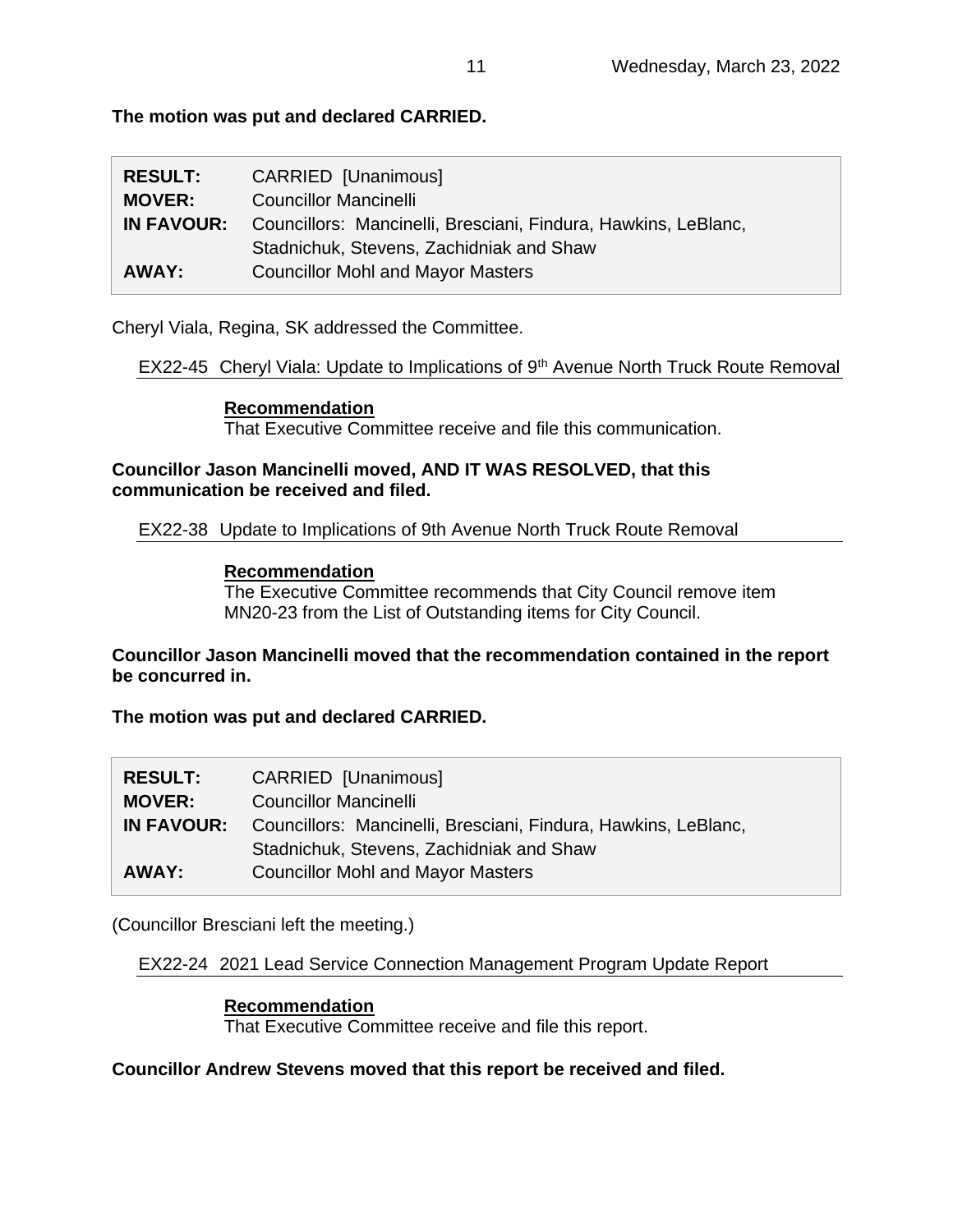**The motion was put and declared CARRIED.**

| | |
|---|---|
| **RESULT:** | CARRIED [Unanimous] |
| **MOVER:** | Councillor Mancinelli |
| **IN FAVOUR:** | Councillors: Mancinelli, Bresciani, Findura, Hawkins, LeBlanc, Stadnichuk, Stevens, Zachidniak and Shaw |
| **AWAY:** | Councillor Mohl and Mayor Masters |

Cheryl Viala, Regina, SK addressed the Committee.

EX22-45 Cheryl Viala: Update to Implications of 9th Avenue North Truck Route Removal

**Recommendation**
That Executive Committee receive and file this communication.

**Councillor Jason Mancinelli moved, AND IT WAS RESOLVED, that this communication be received and filed.**

EX22-38 Update to Implications of 9th Avenue North Truck Route Removal

**Recommendation**
The Executive Committee recommends that City Council remove item MN20-23 from the List of Outstanding items for City Council.

**Councillor Jason Mancinelli moved that the recommendation contained in the report be concurred in.**

**The motion was put and declared CARRIED.**

| | |
|---|---|
| **RESULT:** | CARRIED [Unanimous] |
| **MOVER:** | Councillor Mancinelli |
| **IN FAVOUR:** | Councillors: Mancinelli, Bresciani, Findura, Hawkins, LeBlanc, Stadnichuk, Stevens, Zachidniak and Shaw |
| **AWAY:** | Councillor Mohl and Mayor Masters |

(Councillor Bresciani left the meeting.)

EX22-24 2021 Lead Service Connection Management Program Update Report

**Recommendation**
That Executive Committee receive and file this report.

**Councillor Andrew Stevens moved that this report be received and filed.**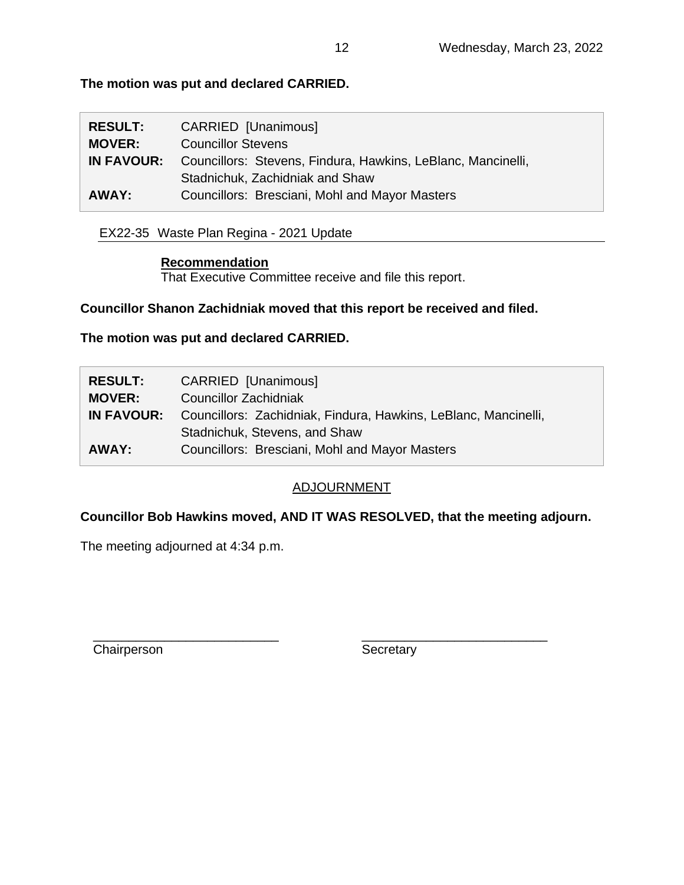**The motion was put and declared CARRIED.**

| | |
|---|---|
| **RESULT:** | CARRIED [Unanimous] |
| **MOVER:** | Councillor Stevens |
| **IN FAVOUR:** | Councillors: Stevens, Findura, Hawkins, LeBlanc, Mancinelli, Stadnichuk, Zachidniak and Shaw |
| **AWAY:** | Councillors: Bresciani, Mohl and Mayor Masters |

EX22-35 Waste Plan Regina - 2021 Update

**Recommendation**
That Executive Committee receive and file this report.

**Councillor Shanon Zachidniak moved that this report be received and filed.**

**The motion was put and declared CARRIED.**

| | |
|---|---|
| **RESULT:** | CARRIED [Unanimous] |
| **MOVER:** | Councillor Zachidniak |
| **IN FAVOUR:** | Councillors: Zachidniak, Findura, Hawkins, LeBlanc, Mancinelli, Stadnichuk, Stevens, and Shaw |
| **AWAY:** | Councillors: Bresciani, Mohl and Mayor Masters |

ADJOURNMENT

**Councillor Bob Hawkins moved, AND IT WAS RESOLVED, that the meeting adjourn.**

The meeting adjourned at 4:34 p.m.

\_\_\_\_\_\_\_\_\_\_\_\_\_\_\_\_\_\_\_\_\_\_\_\_\_\_
Chairperson

\_\_\_\_\_\_\_\_\_\_\_\_\_\_\_\_\_\_\_\_\_\_\_\_\_\_
Secretary